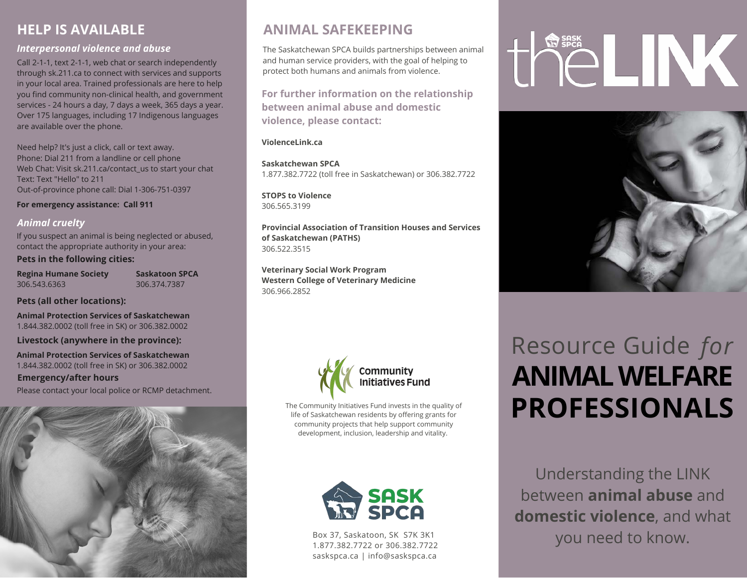## HELP IS AVAILABLE

### *Interpersonal violence and abuse*

Call 2-1-1, text 2-1-1, web chat or search independently through sk.211.ca to connect with services and supports in your local area. Trained professionals are here to help you find community non-clinical health, and government services - 24 hours a day, 7 days a week, 365 days a year. Over 175 languages, including 17 Indigenous languages are available over the phone.

Need help? It's just a click, call or text away.
Phone: Dial 211 from a landline or cell phone
Web Chat: Visit sk.211.ca/contact_us to start your chat
Text: Text "Hello" to 211
Out-of-province phone call: Dial 1-306-751-0397

**For emergency assistance: Call 911**

### *Animal cruelty*

If you suspect an animal is being neglected or abused, contact the appropriate authority in your area:

**Pets in the following cities:**

**Regina Humane Society**
306.543.6363

**Saskatoon SPCA**
306.374.7387

**Pets (all other locations):**

**Animal Protection Services of Saskatchewan**
1.844.382.0002 (toll free in SK) or 306.382.0002

**Livestock (anywhere in the province):**

**Animal Protection Services of Saskatchewan**
1.844.382.0002 (toll free in SK) or 306.382.0002

**Emergency/after hours**

Please contact your local police or RCMP detachment.

## ANIMAL SAFEKEEPING

The Saskatchewan SPCA builds partnerships between animal and human service providers, with the goal of helping to protect both humans and animals from violence.

**For further information on the relationship between animal abuse and domestic violence, please contact:**

**ViolenceLink.ca**

**Saskatchewan SPCA**
1.877.382.7722 (toll free in Saskatchewan) or 306.382.7722

**STOPS to Violence**
306.565.3199

**Provincial Association of Transition Houses and Services of Saskatchewan (PATHS)**
306.522.3515

**Veterinary Social Work Program**
**Western College of Veterinary Medicine**
306.966.2852

Community Initiatives Fund

The Community Initiatives Fund invests in the quality of life of Saskatchewan residents by offering grants for community projects that help support community development, inclusion, leadership and vitality.

SASK SPCA

Box 37, Saskatoon, SK S7K 3K1
1.877.382.7722 or 306.382.7722
saskspca.ca | info@saskspca.ca

# the LINK

# Resource Guide *for* ANIMAL WELFARE PROFESSIONALS

Understanding the LINK between **animal abuse** and **domestic violence**, and what you need to know.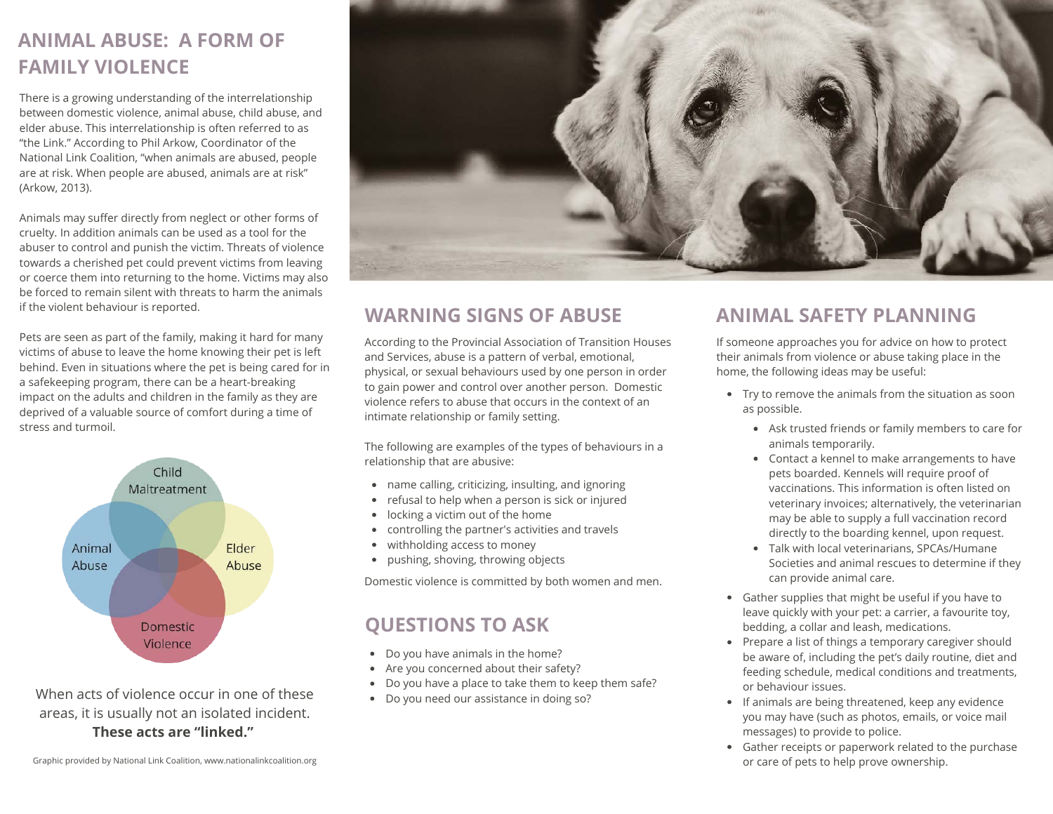## ANIMAL ABUSE: A FORM OF FAMILY VIOLENCE

There is a growing understanding of the interrelationship between domestic violence, animal abuse, child abuse, and elder abuse. This interrelationship is often referred to as "the Link." According to Phil Arkow, Coordinator of the National Link Coalition, "when animals are abused, people are at risk. When people are abused, animals are at risk" (Arkow, 2013).

Animals may suffer directly from neglect or other forms of cruelty. In addition animals can be used as a tool for the abuser to control and punish the victim. Threats of violence towards a cherished pet could prevent victims from leaving or coerce them into returning to the home. Victims may also be forced to remain silent with threats to harm the animals if the violent behaviour is reported.

Pets are seen as part of the family, making it hard for many victims of abuse to leave the home knowing their pet is left behind. Even in situations where the pet is being cared for in a safekeeping program, there can be a heart-breaking impact on the adults and children in the family as they are deprived of a valuable source of comfort during a time of stress and turmoil.

Child Maltreatment

Animal Abuse

Elder Abuse

Domestic Violence

When acts of violence occur in one of these areas, it is usually not an isolated incident. **These acts are "linked."**

Graphic provided by National Link Coalition, www.nationalinkcoalition.org

## WARNING SIGNS OF ABUSE

According to the Provincial Association of Transition Houses and Services, abuse is a pattern of verbal, emotional, physical, or sexual behaviours used by one person in order to gain power and control over another person. Domestic violence refers to abuse that occurs in the context of an intimate relationship or family setting.

The following are examples of the types of behaviours in a relationship that are abusive:

- name calling, criticizing, insulting, and ignoring
- refusal to help when a person is sick or injured
- locking a victim out of the home
- controlling the partner's activities and travels
- withholding access to money
- pushing, shoving, throwing objects

Domestic violence is committed by both women and men.

## QUESTIONS TO ASK

- Do you have animals in the home?
- Are you concerned about their safety?
- Do you have a place to take them to keep them safe?
- Do you need our assistance in doing so?

## ANIMAL SAFETY PLANNING

If someone approaches you for advice on how to protect their animals from violence or abuse taking place in the home, the following ideas may be useful:

- Try to remove the animals from the situation as soon as possible.
  - Ask trusted friends or family members to care for animals temporarily.
  - Contact a kennel to make arrangements to have pets boarded. Kennels will require proof of vaccinations. This information is often listed on veterinary invoices; alternatively, the veterinarian may be able to supply a full vaccination record directly to the boarding kennel, upon request.
  - Talk with local veterinarians, SPCAs/Humane Societies and animal rescues to determine if they can provide animal care.
- Gather supplies that might be useful if you have to leave quickly with your pet: a carrier, a favourite toy, bedding, a collar and leash, medications.
- Prepare a list of things a temporary caregiver should be aware of, including the pet's daily routine, diet and feeding schedule, medical conditions and treatments, or behaviour issues.
- If animals are being threatened, keep any evidence you may have (such as photos, emails, or voice mail messages) to provide to police.
- Gather receipts or paperwork related to the purchase or care of pets to help prove ownership.